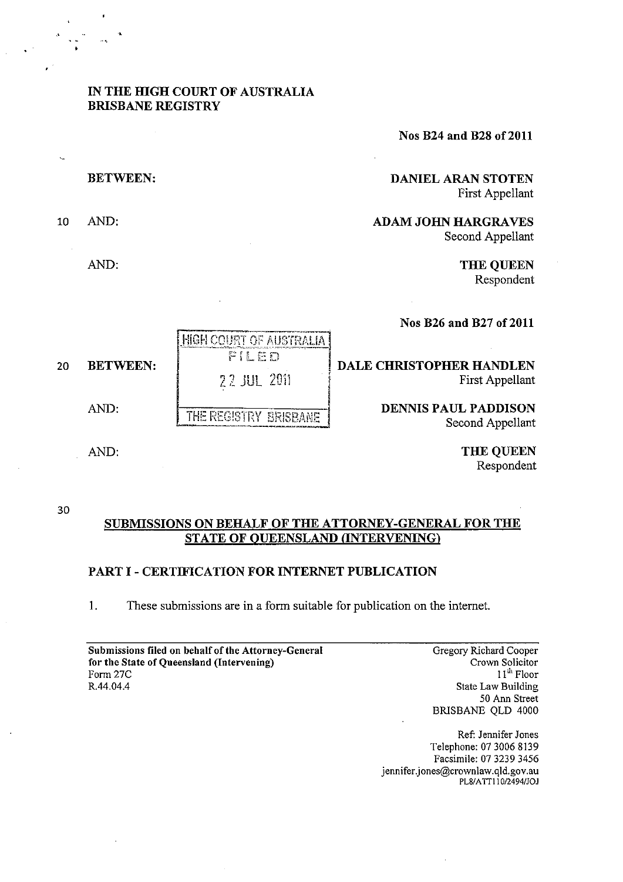**IN THE HIGH COURT OF AUSTRALIA**
**BRISBANE REGISTRY**

**Nos B24 and B28 of 2011**

**BETWEEN:**

**DANIEL ARAN STOTEN**
First Appellant

AND:

**ADAM JOHN HARGRAVES**
Second Appellant

AND:

**THE QUEEN**
Respondent

**Nos B26 and B27 of 2011**

HIGH COURT OF AUSTRALIA
FILED
22 JUL 2011
THE REGISTRY BRISBANE

**BETWEEN:**

**DALE CHRISTOPHER HANDLEN**
First Appellant

AND:

**DENNIS PAUL PADDISON**
Second Appellant

AND:

**THE QUEEN**
Respondent

## SUBMISSIONS ON BEHALF OF THE ATTORNEY-GENERAL FOR THE STATE OF QUEENSLAND (INTERVENING)

### PART I - CERTIFICATION FOR INTERNET PUBLICATION

1. These submissions are in a form suitable for publication on the internet.

**Submissions filed on behalf of the Attorney-General for the State of Queensland (Intervening)**
Form 27C
R.44.04.4

Gregory Richard Cooper
Crown Solicitor
11th Floor
State Law Building
50 Ann Street
BRISBANE QLD 4000

Ref: Jennifer Jones
Telephone: 07 3006 8139
Facsimile: 07 3239 3456
jennifer.jones@crownlaw.qld.gov.au
PL8/ATT110/2494/JOJ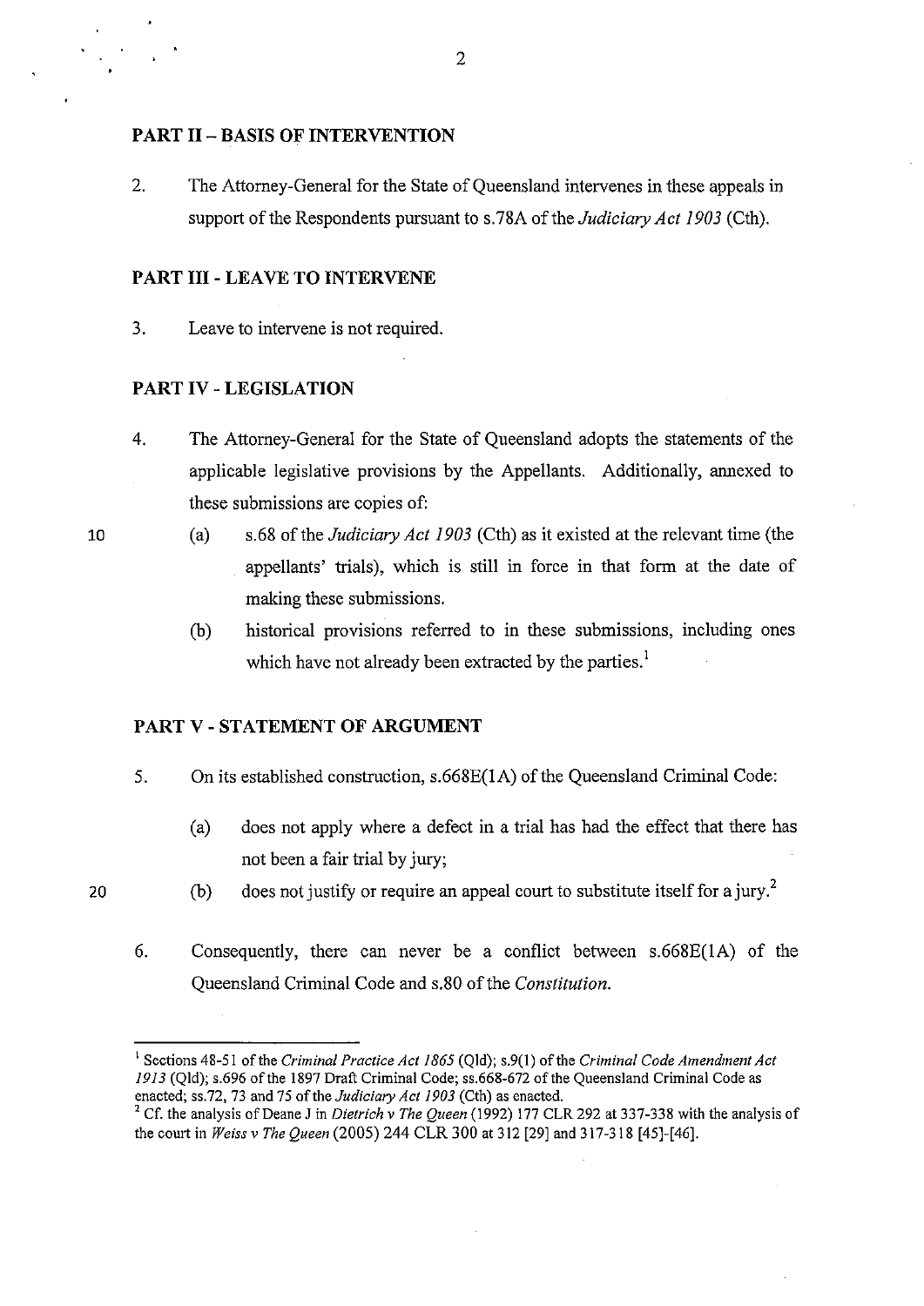## PART II – BASIS OF INTERVENTION

2. The Attorney-General for the State of Queensland intervenes in these appeals in support of the Respondents pursuant to s.78A of the *Judiciary Act 1903* (Cth).

## PART III - LEAVE TO INTERVENE

3. Leave to intervene is not required.

## PART IV - LEGISLATION

4. The Attorney-General for the State of Queensland adopts the statements of the applicable legislative provisions by the Appellants. Additionally, annexed to these submissions are copies of:

   (a) s.68 of the *Judiciary Act 1903* (Cth) as it existed at the relevant time (the appellants' trials), which is still in force in that form at the date of making these submissions.

   (b) historical provisions referred to in these submissions, including ones which have not already been extracted by the parties.[1]

## PART V - STATEMENT OF ARGUMENT

5. On its established construction, s.668E(1A) of the Queensland Criminal Code:

   (a) does not apply where a defect in a trial has had the effect that there has not been a fair trial by jury;

   (b) does not justify or require an appeal court to substitute itself for a jury.[2]

6. Consequently, there can never be a conflict between s.668E(1A) of the Queensland Criminal Code and s.80 of the *Constitution*.

---

[1] Sections 48-51 of the *Criminal Practice Act 1865* (Qld); s.9(1) of the *Criminal Code Amendment Act 1913* (Qld); s.696 of the 1897 Draft Criminal Code; ss.668-672 of the Queensland Criminal Code as enacted; ss.72, 73 and 75 of the *Judiciary Act 1903* (Cth) as enacted.

[2] Cf. the analysis of Deane J in *Dietrich v The Queen* (1992) 177 CLR 292 at 337-338 with the analysis of the court in *Weiss v The Queen* (2005) 244 CLR 300 at 312 [29] and 317-318 [45]-[46].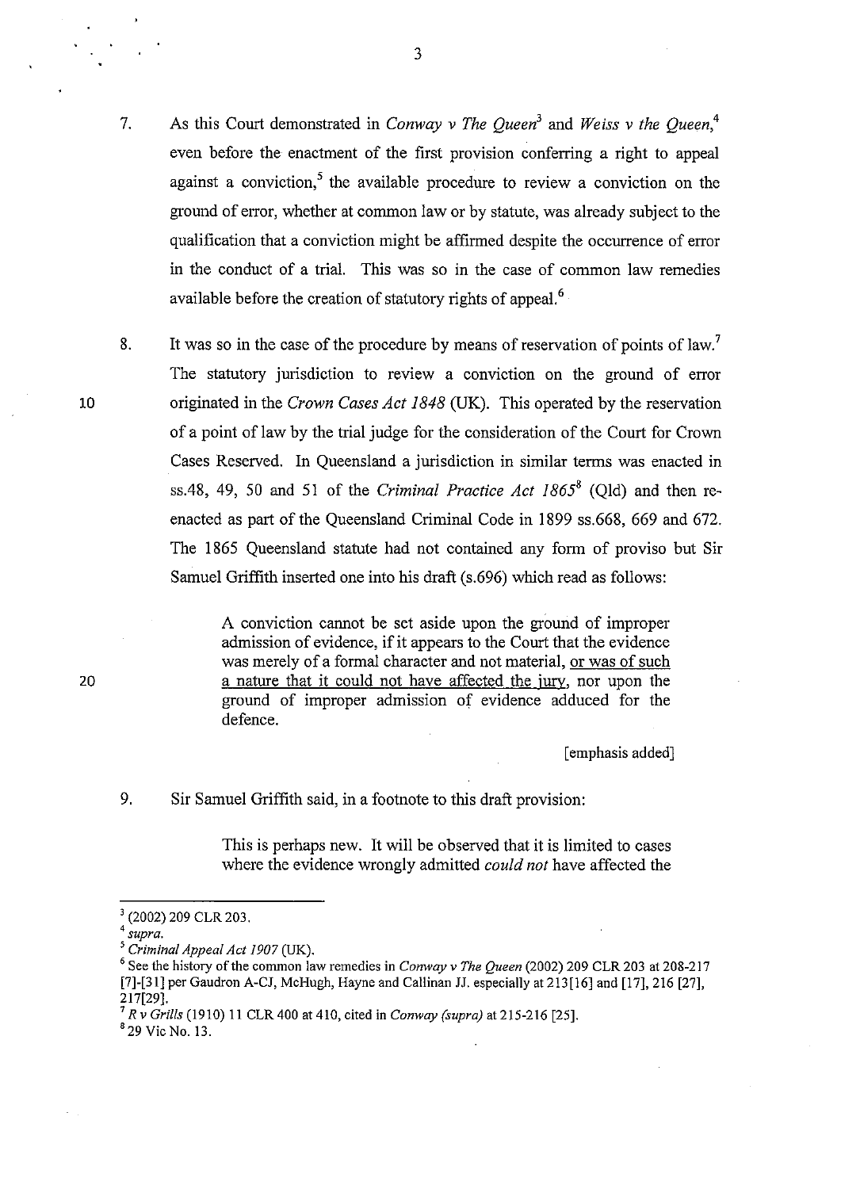7. As this Court demonstrated in *Conway v The Queen*[3] and *Weiss v the Queen*,[4] even before the enactment of the first provision conferring a right to appeal against a conviction,[5] the available procedure to review a conviction on the ground of error, whether at common law or by statute, was already subject to the qualification that a conviction might be affirmed despite the occurrence of error in the conduct of a trial. This was so in the case of common law remedies available before the creation of statutory rights of appeal.[6]

8. It was so in the case of the procedure by means of reservation of points of law.[7] The statutory jurisdiction to review a conviction on the ground of error originated in the *Crown Cases Act 1848* (UK). This operated by the reservation of a point of law by the trial judge for the consideration of the Court for Crown Cases Reserved. In Queensland a jurisdiction in similar terms was enacted in ss.48, 49, 50 and 51 of the *Criminal Practice Act 1865*[8] (Qld) and then re-enacted as part of the Queensland Criminal Code in 1899 ss.668, 669 and 672. The 1865 Queensland statute had not contained any form of proviso but Sir Samuel Griffith inserted one into his draft (s.696) which read as follows:

> A conviction cannot be set aside upon the ground of improper admission of evidence, if it appears to the Court that the evidence was merely of a formal character and not material, <u>or was of such a nature that it could not have affected the jury</u>, nor upon the ground of improper admission of evidence adduced for the defence.
>
> [emphasis added]

9. Sir Samuel Griffith said, in a footnote to this draft provision:

> This is perhaps new. It will be observed that it is limited to cases where the evidence wrongly admitted *could not* have affected the

---

[3] (2002) 209 CLR 203.

[4] *supra*.

[5] *Criminal Appeal Act 1907* (UK).

[6] See the history of the common law remedies in *Conway v The Queen* (2002) 209 CLR 203 at 208-217 [7]-[31] per Gaudron A-CJ, McHugh, Hayne and Callinan JJ. especially at 213[16] and [17], 216 [27], 217[29].

[7] *R v Grills* (1910) 11 CLR 400 at 410, cited in *Conway (supra)* at 215-216 [25].

[8] 29 Vic No. 13.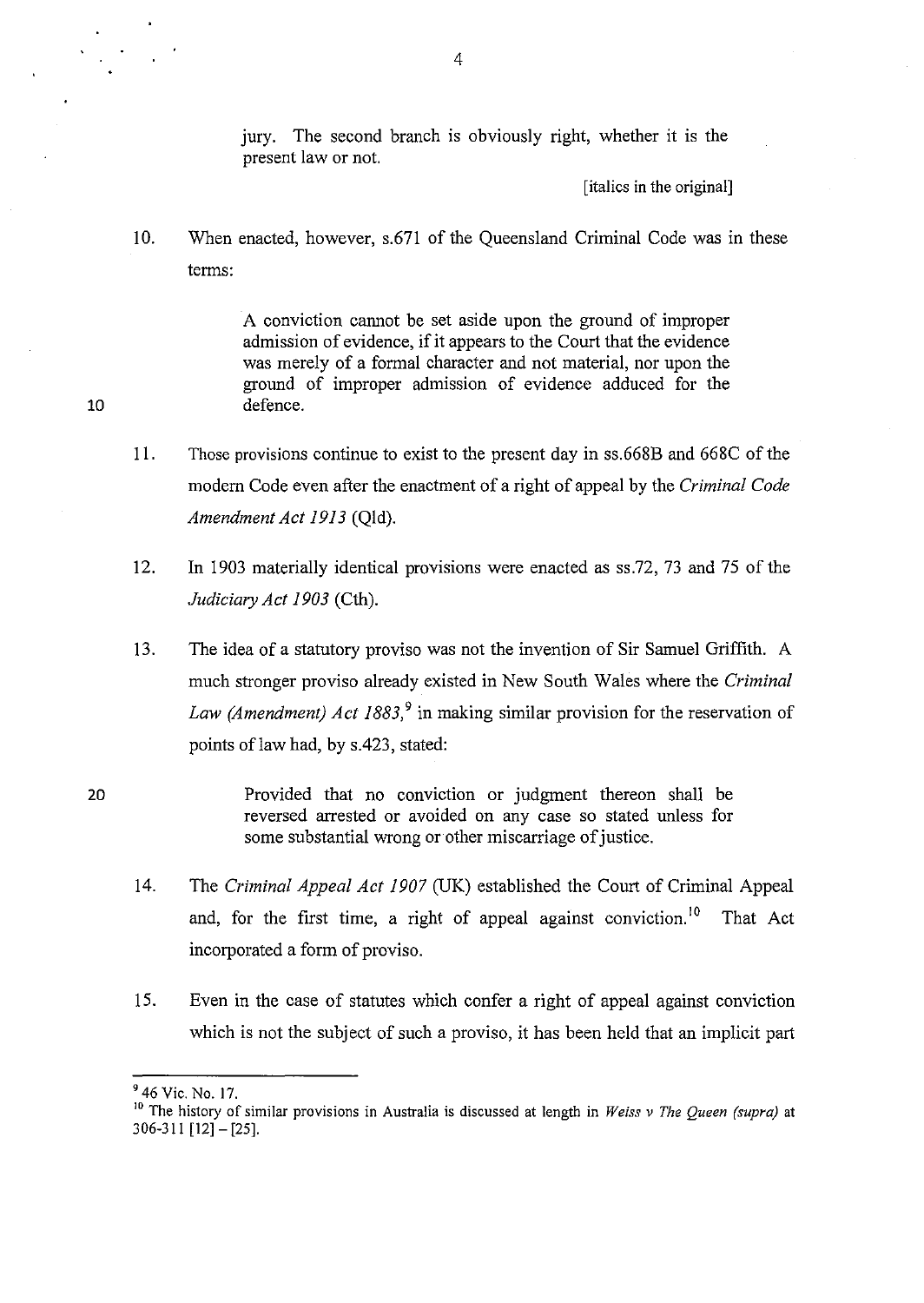> jury. The second branch is obviously right, whether it is the present law or not.
>
> [italics in the original]

10. When enacted, however, s.671 of the Queensland Criminal Code was in these terms:

> A conviction cannot be set aside upon the ground of improper admission of evidence, if it appears to the Court that the evidence was merely of a formal character and not material, nor upon the ground of improper admission of evidence adduced for the defence.

11. Those provisions continue to exist to the present day in ss.668B and 668C of the modern Code even after the enactment of a right of appeal by the *Criminal Code Amendment Act 1913* (Qld).

12. In 1903 materially identical provisions were enacted as ss.72, 73 and 75 of the *Judiciary Act 1903* (Cth).

13. The idea of a statutory proviso was not the invention of Sir Samuel Griffith. A much stronger proviso already existed in New South Wales where the *Criminal Law (Amendment) Act 1883*,[9] in making similar provision for the reservation of points of law had, by s.423, stated:

> Provided that no conviction or judgment thereon shall be reversed arrested or avoided on any case so stated unless for some substantial wrong or other miscarriage of justice.

14. The *Criminal Appeal Act 1907* (UK) established the Court of Criminal Appeal and, for the first time, a right of appeal against conviction.[10] That Act incorporated a form of proviso.

15. Even in the case of statutes which confer a right of appeal against conviction which is not the subject of such a proviso, it has been held that an implicit part

---

[9] 46 Vic. No. 17.

[10] The history of similar provisions in Australia is discussed at length in *Weiss v The Queen (supra)* at 306-311 [12] – [25].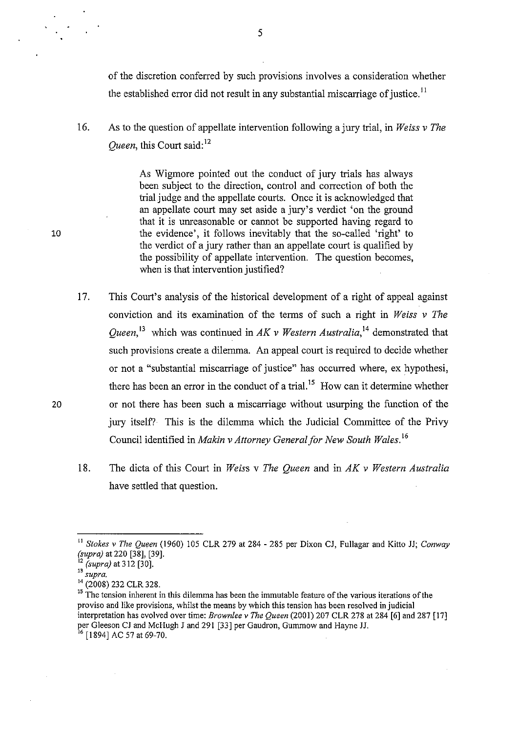of the discretion conferred by such provisions involves a consideration whether the established error did not result in any substantial miscarriage of justice.[11]

16. As to the question of appellate intervention following a jury trial, in *Weiss v The Queen*, this Court said:[12]

> As Wigmore pointed out the conduct of jury trials has always been subject to the direction, control and correction of both the trial judge and the appellate courts. Once it is acknowledged that an appellate court may set aside a jury's verdict 'on the ground that it is unreasonable or cannot be supported having regard to the evidence', it follows inevitably that the so-called 'right' to the verdict of a jury rather than an appellate court is qualified by the possibility of appellate intervention. The question becomes, when is that intervention justified?

17. This Court's analysis of the historical development of a right of appeal against conviction and its examination of the terms of such a right in *Weiss v The Queen*,[13] which was continued in *AK v Western Australia*,[14] demonstrated that such provisions create a dilemma. An appeal court is required to decide whether or not a "substantial miscarriage of justice" has occurred where, ex hypothesi, there has been an error in the conduct of a trial.[15] How can it determine whether or not there has been such a miscarriage without usurping the function of the jury itself? This is the dilemma which the Judicial Committee of the Privy Council identified in *Makin v Attorney General for New South Wales*.[16]

18. The dicta of this Court in *Weiss* v *The Queen* and in *AK v Western Australia* have settled that question.

---

[11] *Stokes v The Queen* (1960) 105 CLR 279 at 284 - 285 per Dixon CJ, Fullagar and Kitto JJ; *Conway (supra)* at 220 [38], [39].

[12] *(supra)* at 312 [30].

[13] *supra*.

[14] (2008) 232 CLR 328.

[15] The tension inherent in this dilemma has been the immutable feature of the various iterations of the proviso and like provisions, whilst the means by which this tension has been resolved in judicial interpretation has evolved over time: *Brownlee v The Queen* (2001) 207 CLR 278 at 284 [6] and 287 [17] per Gleeson CJ and McHugh J and 291 [33] per Gaudron, Gummow and Hayne JJ.

[16] [1894] AC 57 at 69-70.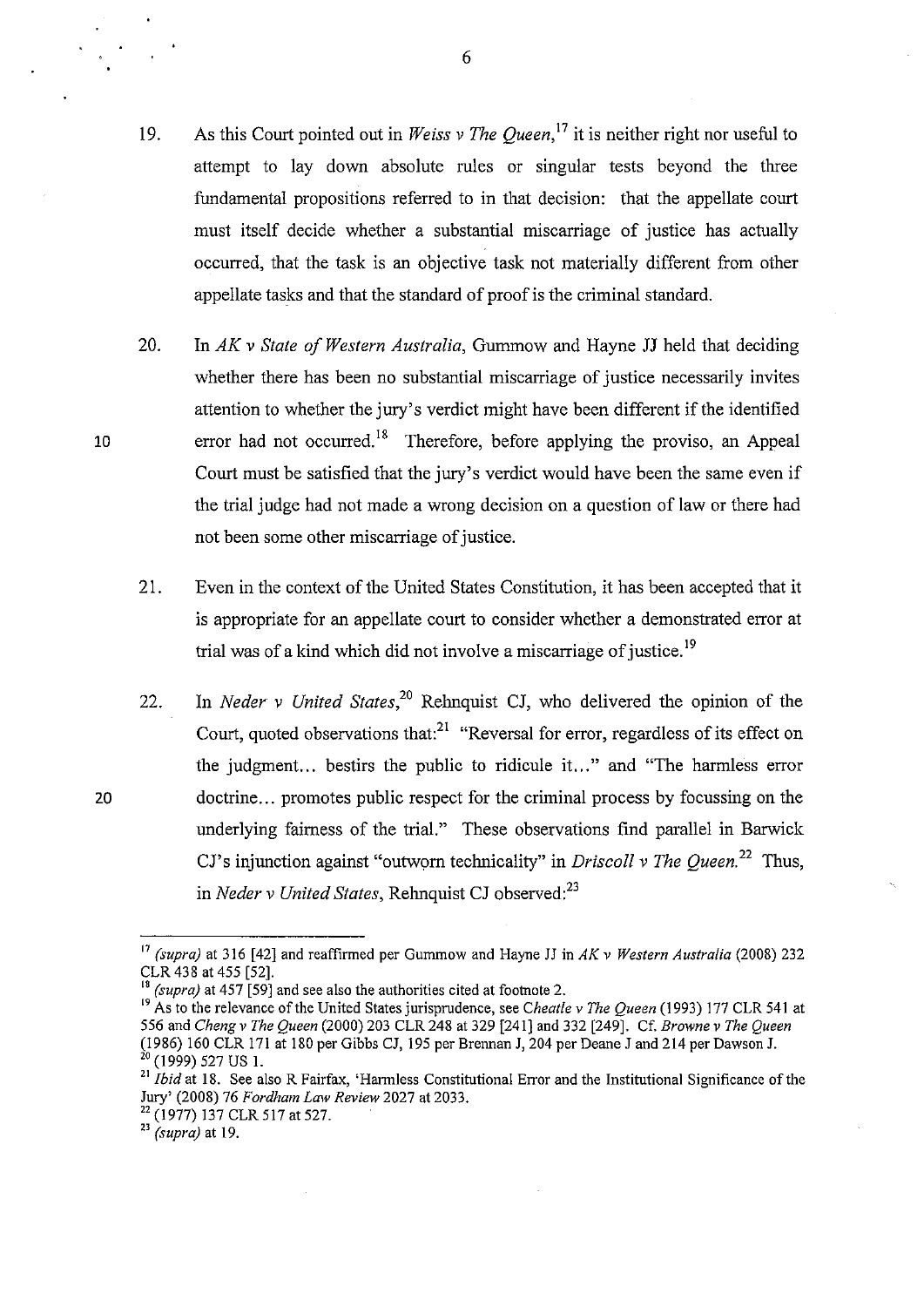19. As this Court pointed out in *Weiss v The Queen*,[17] it is neither right nor useful to attempt to lay down absolute rules or singular tests beyond the three fundamental propositions referred to in that decision: that the appellate court must itself decide whether a substantial miscarriage of justice has actually occurred, that the task is an objective task not materially different from other appellate tasks and that the standard of proof is the criminal standard.

20. In *AK v State of Western Australia*, Gummow and Hayne JJ held that deciding whether there has been no substantial miscarriage of justice necessarily invites attention to whether the jury's verdict might have been different if the identified error had not occurred.[18] Therefore, before applying the proviso, an Appeal Court must be satisfied that the jury's verdict would have been the same even if the trial judge had not made a wrong decision on a question of law or there had not been some other miscarriage of justice.

21. Even in the context of the United States Constitution, it has been accepted that it is appropriate for an appellate court to consider whether a demonstrated error at trial was of a kind which did not involve a miscarriage of justice.[19]

22. In *Neder v United States*,[20] Rehnquist CJ, who delivered the opinion of the Court, quoted observations that:[21] "Reversal for error, regardless of its effect on the judgment... bestirs the public to ridicule it..." and "The harmless error doctrine... promotes public respect for the criminal process by focussing on the underlying fairness of the trial." These observations find parallel in Barwick CJ's injunction against "outworn technicality" in *Driscoll v The Queen*.[22] Thus, in *Neder v United States*, Rehnquist CJ observed:[23]

---

[17] *(supra)* at 316 [42] and reaffirmed per Gummow and Hayne JJ in *AK v Western Australia* (2008) 232 CLR 438 at 455 [52].

[18] *(supra)* at 457 [59] and see also the authorities cited at footnote 2.

[19] As to the relevance of the United States jurisprudence, see *Cheatle v The Queen* (1993) 177 CLR 541 at 556 and *Cheng v The Queen* (2000) 203 CLR 248 at 329 [241] and 332 [249]. Cf. *Browne v The Queen* (1986) 160 CLR 171 at 180 per Gibbs CJ, 195 per Brennan J, 204 per Deane J and 214 per Dawson J.

[20] (1999) 527 US 1.

[21] *Ibid* at 18. See also R Fairfax, 'Harmless Constitutional Error and the Institutional Significance of the Jury' (2008) 76 *Fordham Law Review* 2027 at 2033.

[22] (1977) 137 CLR 517 at 527.

[23] *(supra)* at 19.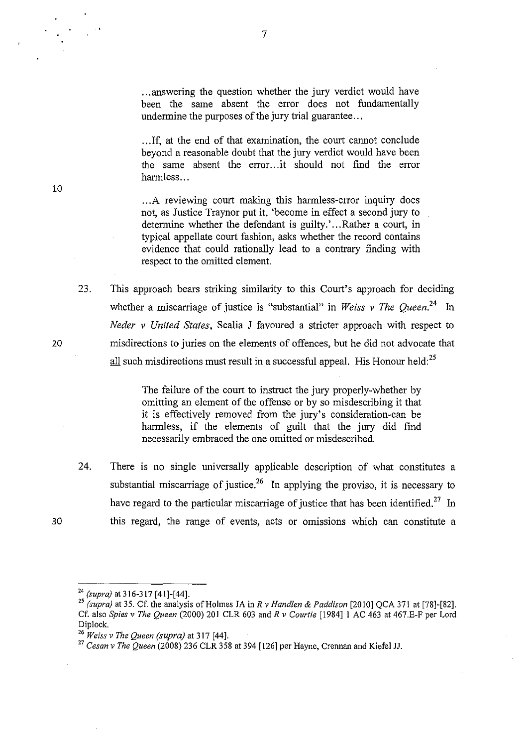> ...answering the question whether the jury verdict would have been the same absent the error does not fundamentally undermine the purposes of the jury trial guarantee...
>
> ...If, at the end of that examination, the court cannot conclude beyond a reasonable doubt that the jury verdict would have been the same absent the error...it should not find the error harmless...
>
> ...A reviewing court making this harmless-error inquiry does not, as Justice Traynor put it, 'become in effect a second jury to determine whether the defendant is guilty.'...Rather a court, in typical appellate court fashion, asks whether the record contains evidence that could rationally lead to a contrary finding with respect to the omitted element.

23. This approach bears striking similarity to this Court's approach for deciding whether a miscarriage of justice is "substantial" in *Weiss v The Queen*.[24] In *Neder v United States*, Scalia J favoured a stricter approach with respect to misdirections to juries on the elements of offences, but he did not advocate that <u>all</u> such misdirections must result in a successful appeal. His Honour held:[25]

> The failure of the court to instruct the jury properly-whether by omitting an element of the offense or by so misdescribing it that it is effectively removed from the jury's consideration-can be harmless, if the elements of guilt that the jury did find necessarily embraced the one omitted or misdescribed.

24. There is no single universally applicable description of what constitutes a substantial miscarriage of justice.[26] In applying the proviso, it is necessary to have regard to the particular miscarriage of justice that has been identified.[27] In this regard, the range of events, acts or omissions which can constitute a

---

[24] *(supra)* at 316-317 [41]-[44].

[25] *(supra)* at 35. Cf. the analysis of Holmes JA in *R v Handlen & Paddison* [2010] QCA 371 at [78]-[82]. Cf. also *Spies v The Queen* (2000) 201 CLR 603 and *R v Courtie* [1984] 1 AC 463 at 467.E-F per Lord Diplock.

[26] *Weiss v The Queen (supra)* at 317 [44].

[27] *Cesan v The Queen* (2008) 236 CLR 358 at 394 [126] per Hayne, Crennan and Kiefel JJ.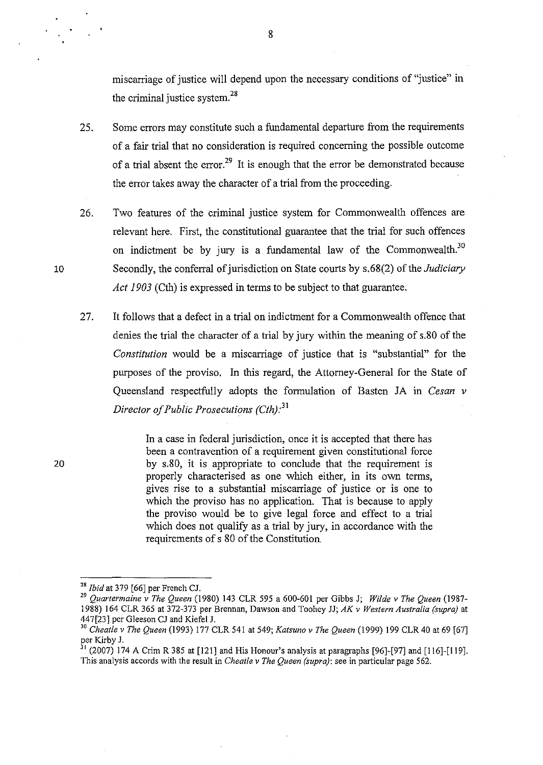miscarriage of justice will depend upon the necessary conditions of "justice" in the criminal justice system.[28]

25. Some errors may constitute such a fundamental departure from the requirements of a fair trial that no consideration is required concerning the possible outcome of a trial absent the error.[29] It is enough that the error be demonstrated because the error takes away the character of a trial from the proceeding.

26. Two features of the criminal justice system for Commonwealth offences are relevant here. First, the constitutional guarantee that the trial for such offences on indictment be by jury is a fundamental law of the Commonwealth.[30] Secondly, the conferral of jurisdiction on State courts by s.68(2) of the *Judiciary Act 1903* (Cth) is expressed in terms to be subject to that guarantee.

27. It follows that a defect in a trial on indictment for a Commonwealth offence that denies the trial the character of a trial by jury within the meaning of s.80 of the *Constitution* would be a miscarriage of justice that is "substantial" for the purposes of the proviso. In this regard, the Attorney-General for the State of Queensland respectfully adopts the formulation of Basten JA in *Cesan v Director of Public Prosecutions (Cth)*:[31]

> In a case in federal jurisdiction, once it is accepted that there has been a contravention of a requirement given constitutional force by s.80, it is appropriate to conclude that the requirement is properly characterised as one which either, in its own terms, gives rise to a substantial miscarriage of justice or is one to which the proviso has no application. That is because to apply the proviso would be to give legal force and effect to a trial which does not qualify as a trial by jury, in accordance with the requirements of s 80 of the Constitution.

---

[28] *Ibid* at 379 [66] per French CJ.

[29] *Quartermaine v The Queen* (1980) 143 CLR 595 a 600-601 per Gibbs J; *Wilde v The Queen* (1987-1988) 164 CLR 365 at 372-373 per Brennan, Dawson and Toohey JJ; *AK v Western Australia (supra)* at 447[23] per Gleeson CJ and Kiefel J.

[30] *Cheatle v The Queen* (1993) 177 CLR 541 at 549; *Katsuno v The Queen* (1999) 199 CLR 40 at 69 [67] per Kirby J.

[31] (2007) 174 A Crim R 385 at [121] and His Honour's analysis at paragraphs [96]-[97] and [116]-[119]. This analysis accords with the result in *Cheatle v The Queen (supra)*: see in particular page 562.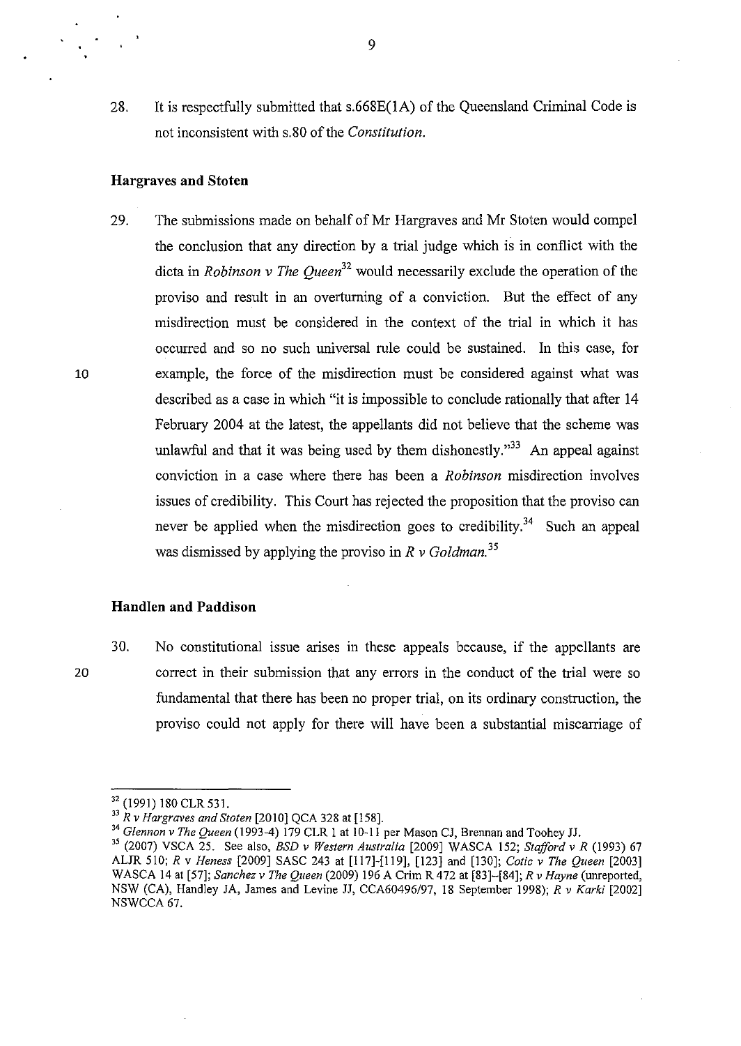28. It is respectfully submitted that s.668E(1A) of the Queensland Criminal Code is not inconsistent with s.80 of the *Constitution*.

### Hargraves and Stoten

29. The submissions made on behalf of Mr Hargraves and Mr Stoten would compel the conclusion that any direction by a trial judge which is in conflict with the dicta in *Robinson v The Queen*[32] would necessarily exclude the operation of the proviso and result in an overturning of a conviction. But the effect of any misdirection must be considered in the context of the trial in which it has occurred and so no such universal rule could be sustained. In this case, for example, the force of the misdirection must be considered against what was described as a case in which "it is impossible to conclude rationally that after 14 February 2004 at the latest, the appellants did not believe that the scheme was unlawful and that it was being used by them dishonestly."[33] An appeal against conviction in a case where there has been a *Robinson* misdirection involves issues of credibility. This Court has rejected the proposition that the proviso can never be applied when the misdirection goes to credibility.[34] Such an appeal was dismissed by applying the proviso in *R v Goldman.*[35]

### Handlen and Paddison

30. No constitutional issue arises in these appeals because, if the appellants are correct in their submission that any errors in the conduct of the trial were so fundamental that there has been no proper trial, on its ordinary construction, the proviso could not apply for there will have been a substantial miscarriage of

---

[32] (1991) 180 CLR 531.

[33] *R v Hargraves and Stoten* [2010] QCA 328 at [158].

[34] *Glennon v The Queen* (1993-4) 179 CLR 1 at 10-11 per Mason CJ, Brennan and Toohey JJ.

[35] (2007) VSCA 25. See also, *BSD v Western Australia* [2009] WASCA 152; *Stafford v R* (1993) 67 ALJR 510; *R v Heness* [2009] SASC 243 at [117]-[119], [123] and [130]; *Cotic v The Queen* [2003] WASCA 14 at [57]; *Sanchez v The Queen* (2009) 196 A Crim R 472 at [83]-[84]; *R v Hayne* (unreported, NSW (CA), Handley JA, James and Levine JJ, CCA60496/97, 18 September 1998); *R v Karki* [2002] NSWCCA 67.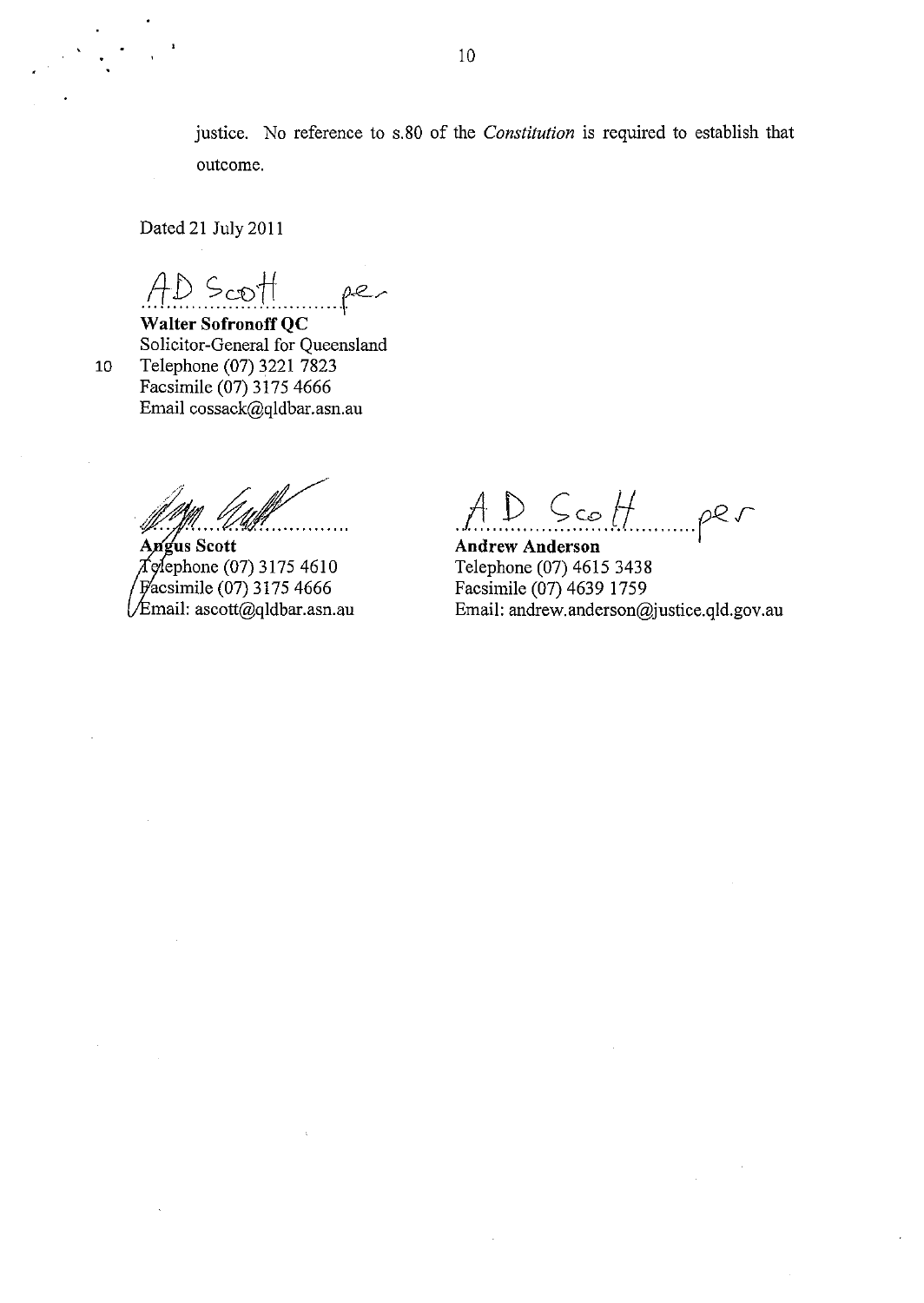justice. No reference to s.80 of the *Constitution* is required to establish that outcome.

Dated 21 July 2011

AD Scott per

**Walter Sofronoff QC**
Solicitor-General for Queensland
Telephone (07) 3221 7823
Facsimile (07) 3175 4666
Email cossack@qldbar.asn.au

**Angus Scott**
Telephone (07) 3175 4610
Facsimile (07) 3175 4666
Email: ascott@qldbar.asn.au

AD Scott per

**Andrew Anderson**
Telephone (07) 4615 3438
Facsimile (07) 4639 1759
Email: andrew.anderson@justice.qld.gov.au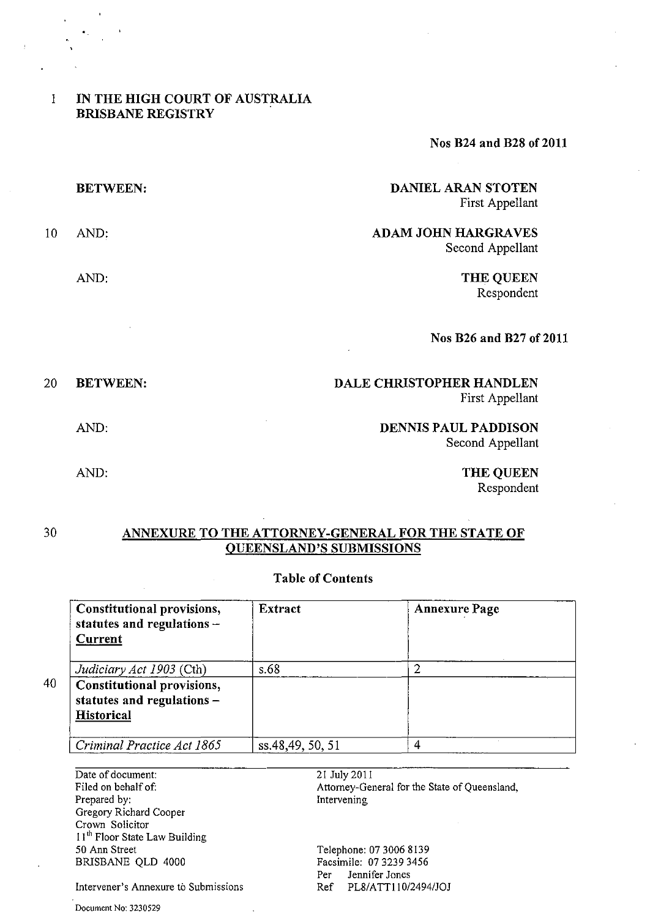IN THE HIGH COURT OF AUSTRALIA
BRISBANE REGISTRY

**Nos B24 and B28 of 2011**

BETWEEN:

**DANIEL ARAN STOTEN**
First Appellant

AND:

**ADAM JOHN HARGRAVES**
Second Appellant

AND:

**THE QUEEN**
Respondent

**Nos B26 and B27 of 2011**

BETWEEN:

**DALE CHRISTOPHER HANDLEN**
First Appellant

AND:

**DENNIS PAUL PADDISON**
Second Appellant

AND:

**THE QUEEN**
Respondent

## ANNEXURE TO THE ATTORNEY-GENERAL FOR THE STATE OF QUEENSLAND'S SUBMISSIONS

**Table of Contents**

| **Constitutional provisions, statutes and regulations – Current** | **Extract** | **Annexure Page** |
|---|---|---|
| *Judiciary Act 1903* (Cth) | s.68 | 2 |
| **Constitutional provisions, statutes and regulations – Historical** | | |
| *Criminal Practice Act 1865* | ss.48,49, 50, 51 | 4 |

Date of document: 21 July 2011
Filed on behalf of: Attorney-General for the State of Queensland, Intervening
Prepared by:
Gregory Richard Cooper
Crown Solicitor
11th Floor State Law Building
50 Ann Street
BRISBANE QLD 4000

Telephone: 07 3006 8139
Facsimile: 07 3239 3456
Per Jennifer Jones
Ref PL8/ATT110/2494/JOJ

Intervener's Annexure to Submissions

Document No: 3230529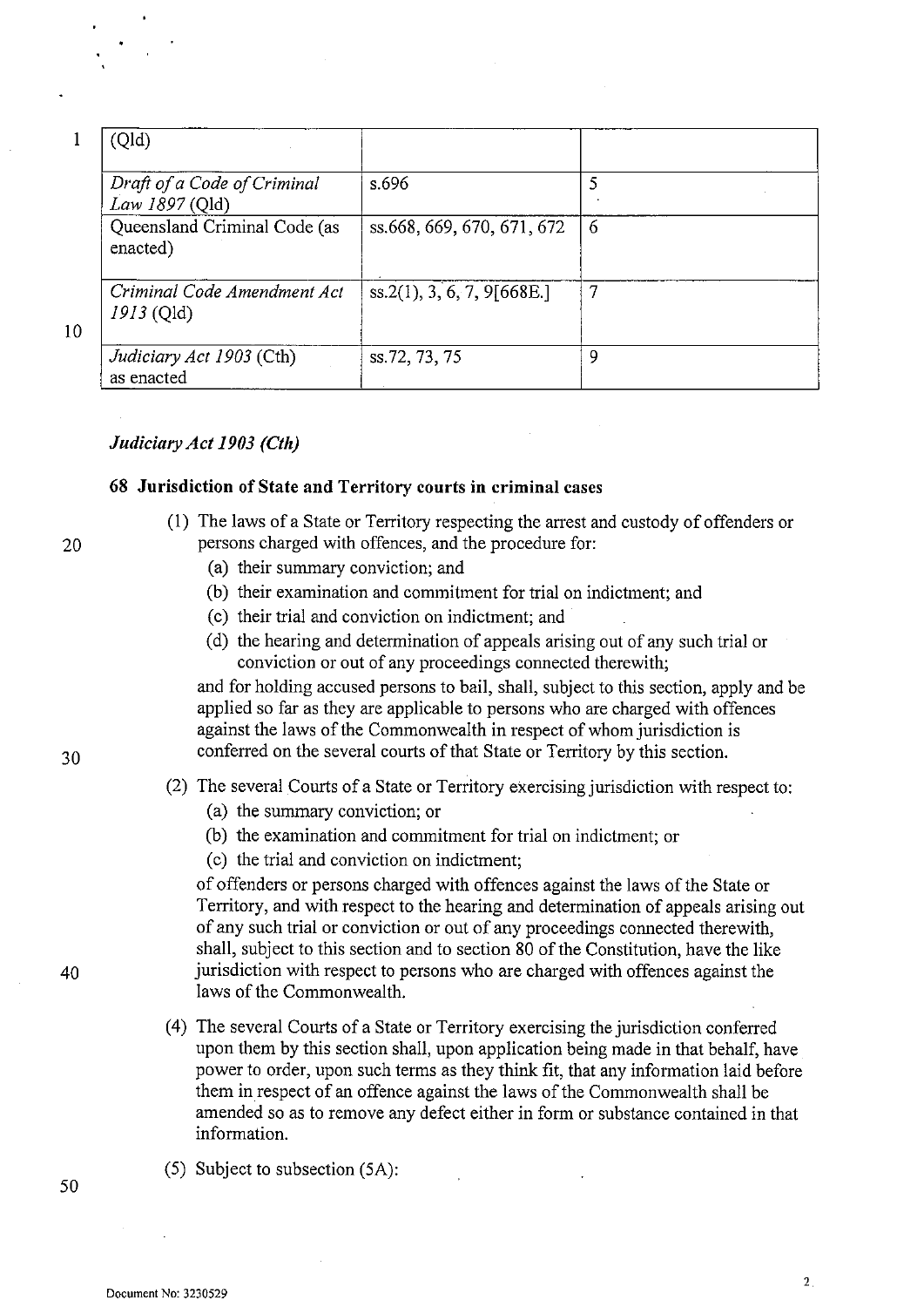| (Qld) | | |
|---|---|---|
| *Draft of a Code of Criminal Law 1897* (Qld) | s.696 | 5 |
| Queensland Criminal Code (as enacted) | ss.668, 669, 670, 671, 672 | 6 |
| *Criminal Code Amendment Act 1913* (Qld) | ss.2(1), 3, 6, 7, 9[668E.] | 7 |
| *Judiciary Act 1903* (Cth) as enacted | ss.72, 73, 75 | 9 |

### *Judiciary Act 1903 (Cth)*

#### 68 Jurisdiction of State and Territory courts in criminal cases

(1) The laws of a State or Territory respecting the arrest and custody of offenders or persons charged with offences, and the procedure for:

- (a) their summary conviction; and
- (b) their examination and commitment for trial on indictment; and
- (c) their trial and conviction on indictment; and
- (d) the hearing and determination of appeals arising out of any such trial or conviction or out of any proceedings connected therewith;

and for holding accused persons to bail, shall, subject to this section, apply and be applied so far as they are applicable to persons who are charged with offences against the laws of the Commonwealth in respect of whom jurisdiction is conferred on the several courts of that State or Territory by this section.

(2) The several Courts of a State or Territory exercising jurisdiction with respect to:

- (a) the summary conviction; or
- (b) the examination and commitment for trial on indictment; or
- (c) the trial and conviction on indictment;

of offenders or persons charged with offences against the laws of the State or Territory, and with respect to the hearing and determination of appeals arising out of any such trial or conviction or out of any proceedings connected therewith, shall, subject to this section and to section 80 of the Constitution, have the like jurisdiction with respect to persons who are charged with offences against the laws of the Commonwealth.

(4) The several Courts of a State or Territory exercising the jurisdiction conferred upon them by this section shall, upon application being made in that behalf, have power to order, upon such terms as they think fit, that any information laid before them in respect of an offence against the laws of the Commonwealth shall be amended so as to remove any defect either in form or substance contained in that information.

(5) Subject to subsection (5A):

Document No: 3230529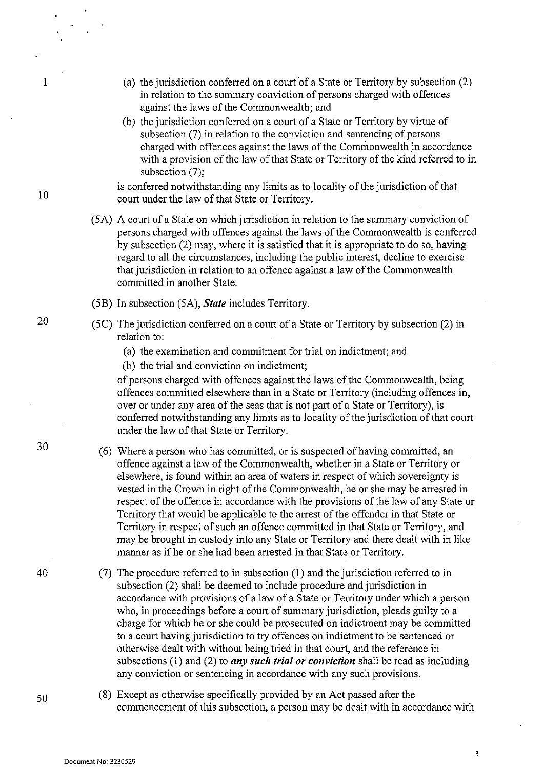(a) the jurisdiction conferred on a court of a State or Territory by subsection (2) in relation to the summary conviction of persons charged with offences against the laws of the Commonwealth; and

(b) the jurisdiction conferred on a court of a State or Territory by virtue of subsection (7) in relation to the conviction and sentencing of persons charged with offences against the laws of the Commonwealth in accordance with a provision of the law of that State or Territory of the kind referred to in subsection (7);

is conferred notwithstanding any limits as to locality of the jurisdiction of that court under the law of that State or Territory.

(5A) A court of a State on which jurisdiction in relation to the summary conviction of persons charged with offences against the laws of the Commonwealth is conferred by subsection (2) may, where it is satisfied that it is appropriate to do so, having regard to all the circumstances, including the public interest, decline to exercise that jurisdiction in relation to an offence against a law of the Commonwealth committed in another State.

(5B) In subsection (5A), ***State*** includes Territory.

(5C) The jurisdiction conferred on a court of a State or Territory by subsection (2) in relation to:

(a) the examination and commitment for trial on indictment; and

(b) the trial and conviction on indictment;

of persons charged with offences against the laws of the Commonwealth, being offences committed elsewhere than in a State or Territory (including offences in, over or under any area of the seas that is not part of a State or Territory), is conferred notwithstanding any limits as to locality of the jurisdiction of that court under the law of that State or Territory.

(6) Where a person who has committed, or is suspected of having committed, an offence against a law of the Commonwealth, whether in a State or Territory or elsewhere, is found within an area of waters in respect of which sovereignty is vested in the Crown in right of the Commonwealth, he or she may be arrested in respect of the offence in accordance with the provisions of the law of any State or Territory that would be applicable to the arrest of the offender in that State or Territory in respect of such an offence committed in that State or Territory, and may be brought in custody into any State or Territory and there dealt with in like manner as if he or she had been arrested in that State or Territory.

(7) The procedure referred to in subsection (1) and the jurisdiction referred to in subsection (2) shall be deemed to include procedure and jurisdiction in accordance with provisions of a law of a State or Territory under which a person who, in proceedings before a court of summary jurisdiction, pleads guilty to a charge for which he or she could be prosecuted on indictment may be committed to a court having jurisdiction to try offences on indictment to be sentenced or otherwise dealt with without being tried in that court, and the reference in subsections (1) and (2) to ***any such trial or conviction*** shall be read as including any conviction or sentencing in accordance with any such provisions.

(8) Except as otherwise specifically provided by an Act passed after the commencement of this subsection, a person may be dealt with in accordance with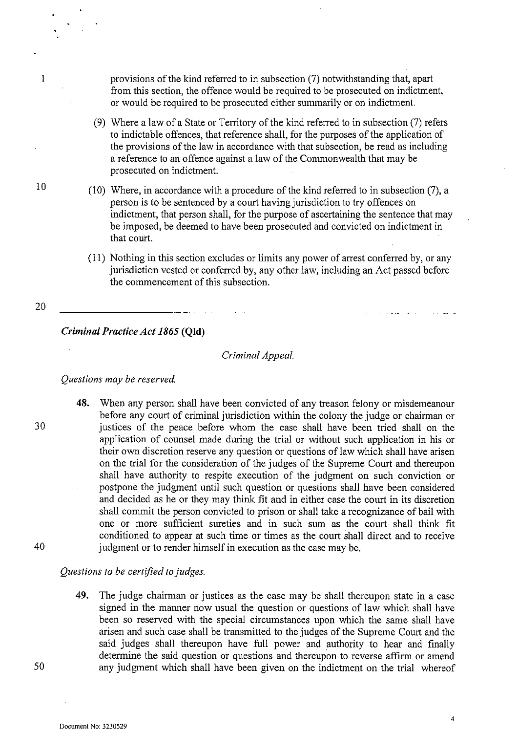provisions of the kind referred to in subsection (7) notwithstanding that, apart from this section, the offence would be required to be prosecuted on indictment, or would be required to be prosecuted either summarily or on indictment.

(9) Where a law of a State or Territory of the kind referred to in subsection (7) refers to indictable offences, that reference shall, for the purposes of the application of the provisions of the law in accordance with that subsection, be read as including a reference to an offence against a law of the Commonwealth that may be prosecuted on indictment.

(10) Where, in accordance with a procedure of the kind referred to in subsection (7), a person is to be sentenced by a court having jurisdiction to try offences on indictment, that person shall, for the purpose of ascertaining the sentence that may be imposed, be deemed to have been prosecuted and convicted on indictment in that court.

(11) Nothing in this section excludes or limits any power of arrest conferred by, or any jurisdiction vested or conferred by, any other law, including an Act passed before the commencement of this subsection.

---

***Criminal Practice Act 1865* (Qld)**

*Criminal Appeal.*

*Questions may be reserved.*

**48.** When any person shall have been convicted of any treason felony or misdemeanour before any court of criminal jurisdiction within the colony the judge or chairman or justices of the peace before whom the case shall have been tried shall on the application of counsel made during the trial or without such application in his or their own discretion reserve any question or questions of law which shall have arisen on the trial for the consideration of the judges of the Supreme Court and thereupon shall have authority to respite execution of the judgment on such conviction or postpone the judgment until such question or questions shall have been considered and decided as he or they may think fit and in either case the court in its discretion shall commit the person convicted to prison or shall take a recognizance of bail with one or more sufficient sureties and in such sum as the court shall think fit conditioned to appear at such time or times as the court shall direct and to receive judgment or to render himself in execution as the case may be.

*Questions to be certified to judges.*

**49.** The judge chairman or justices as the case may be shall thereupon state in a case signed in the manner now usual the question or questions of law which shall have been so reserved with the special circumstances upon which the same shall have arisen and such case shall be transmitted to the judges of the Supreme Court and the said judges shall thereupon have full power and authority to hear and finally determine the said question or questions and thereupon to reverse affirm or amend any judgment which shall have been given on the indictment on the trial whereof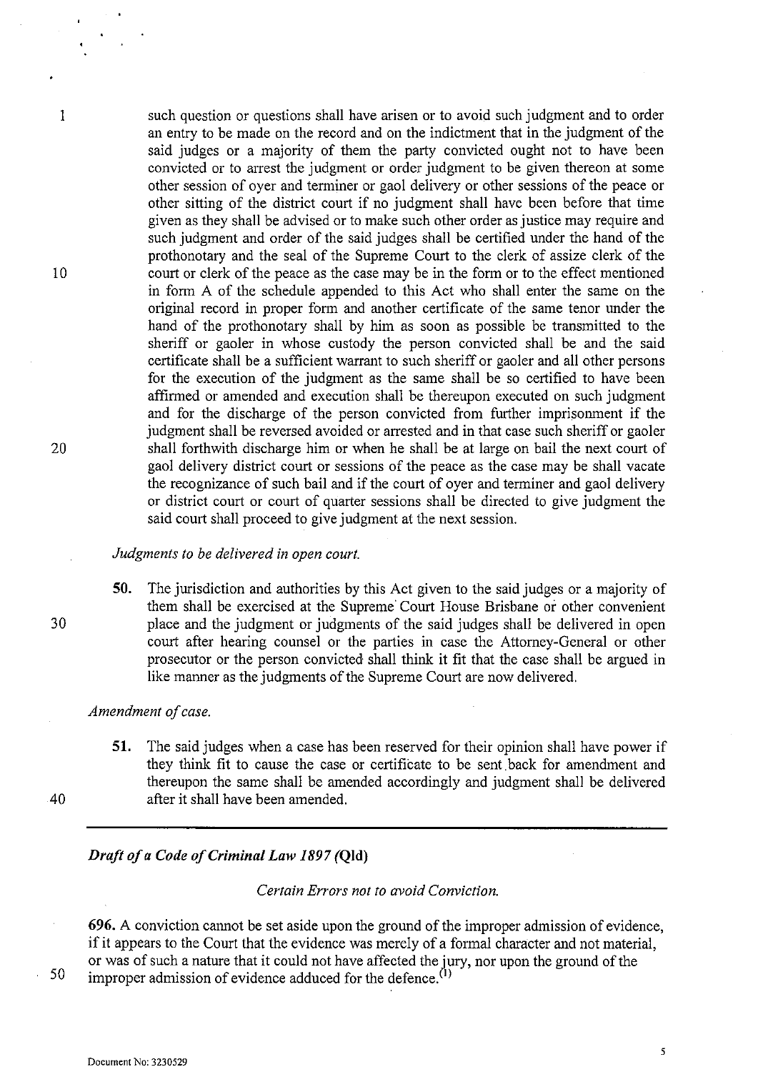such question or questions shall have arisen or to avoid such judgment and to order an entry to be made on the record and on the indictment that in the judgment of the said judges or a majority of them the party convicted ought not to have been convicted or to arrest the judgment or order judgment to be given thereon at some other session of oyer and terminer or gaol delivery or other sessions of the peace or other sitting of the district court if no judgment shall have been before that time given as they shall be advised or to make such other order as justice may require and such judgment and order of the said judges shall be certified under the hand of the prothonotary and the seal of the Supreme Court to the clerk of assize clerk of the court or clerk of the peace as the case may be in the form or to the effect mentioned in form A of the schedule appended to this Act who shall enter the same on the original record in proper form and another certificate of the same tenor under the hand of the prothonotary shall by him as soon as possible be transmitted to the sheriff or gaoler in whose custody the person convicted shall be and the said certificate shall be a sufficient warrant to such sheriff or gaoler and all other persons for the execution of the judgment as the same shall be so certified to have been affirmed or amended and execution shall be thereupon executed on such judgment and for the discharge of the person convicted from further imprisonment if the judgment shall be reversed avoided or arrested and in that case such sheriff or gaoler shall forthwith discharge him or when he shall be at large on bail the next court of gaol delivery district court or sessions of the peace as the case may be shall vacate the recognizance of such bail and if the court of oyer and terminer and gaol delivery or district court or court of quarter sessions shall be directed to give judgment the said court shall proceed to give judgment at the next session.

*Judgments to be delivered in open court.*

**50.** The jurisdiction and authorities by this Act given to the said judges or a majority of them shall be exercised at the Supreme Court House Brisbane or other convenient place and the judgment or judgments of the said judges shall be delivered in open court after hearing counsel or the parties in case the Attorney-General or other prosecutor or the person convicted shall think it fit that the case shall be argued in like manner as the judgments of the Supreme Court are now delivered.

*Amendment of case.*

**51.** The said judges when a case has been reserved for their opinion shall have power if they think fit to cause the case or certificate to be sent back for amendment and thereupon the same shall be amended accordingly and judgment shall be delivered after it shall have been amended.

---

***Draft of a Code of Criminal Law 1897* (Qld)**

*Certain Errors not to avoid Conviction.*

**696.** A conviction cannot be set aside upon the ground of the improper admission of evidence, if it appears to the Court that the evidence was merely of a formal character and not material, or was of such a nature that it could not have affected the jury, nor upon the ground of the improper admission of evidence adduced for the defence.[1]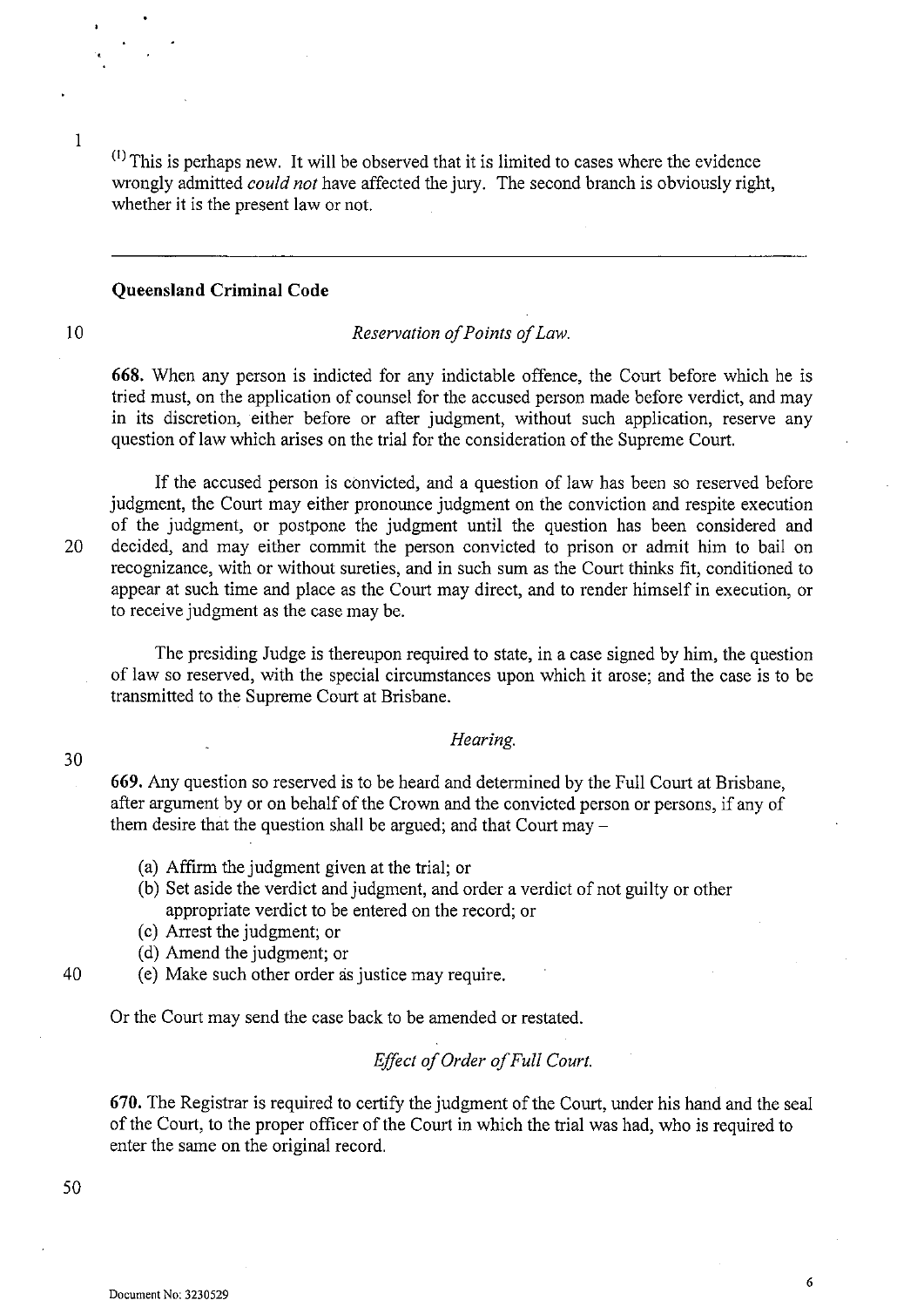[1] This is perhaps new. It will be observed that it is limited to cases where the evidence wrongly admitted *could not* have affected the jury. The second branch is obviously right, whether it is the present law or not.

---

**Queensland Criminal Code**

*Reservation of Points of Law.*

**668.** When any person is indicted for any indictable offence, the Court before which he is tried must, on the application of counsel for the accused person made before verdict, and may in its discretion, either before or after judgment, without such application, reserve any question of law which arises on the trial for the consideration of the Supreme Court.

If the accused person is convicted, and a question of law has been so reserved before judgment, the Court may either pronounce judgment on the conviction and respite execution of the judgment, or postpone the judgment until the question has been considered and decided, and may either commit the person convicted to prison or admit him to bail on recognizance, with or without sureties, and in such sum as the Court thinks fit, conditioned to appear at such time and place as the Court may direct, and to render himself in execution, or to receive judgment as the case may be.

The presiding Judge is thereupon required to state, in a case signed by him, the question of law so reserved, with the special circumstances upon which it arose; and the case is to be transmitted to the Supreme Court at Brisbane.

*Hearing.*

**669.** Any question so reserved is to be heard and determined by the Full Court at Brisbane, after argument by or on behalf of the Crown and the convicted person or persons, if any of them desire that the question shall be argued; and that Court may –

(a) Affirm the judgment given at the trial; or
(b) Set aside the verdict and judgment, and order a verdict of not guilty or other appropriate verdict to be entered on the record; or
(c) Arrest the judgment; or
(d) Amend the judgment; or
(e) Make such other order as justice may require.

Or the Court may send the case back to be amended or restated.

*Effect of Order of Full Court.*

**670.** The Registrar is required to certify the judgment of the Court, under his hand and the seal of the Court, to the proper officer of the Court in which the trial was had, who is required to enter the same on the original record.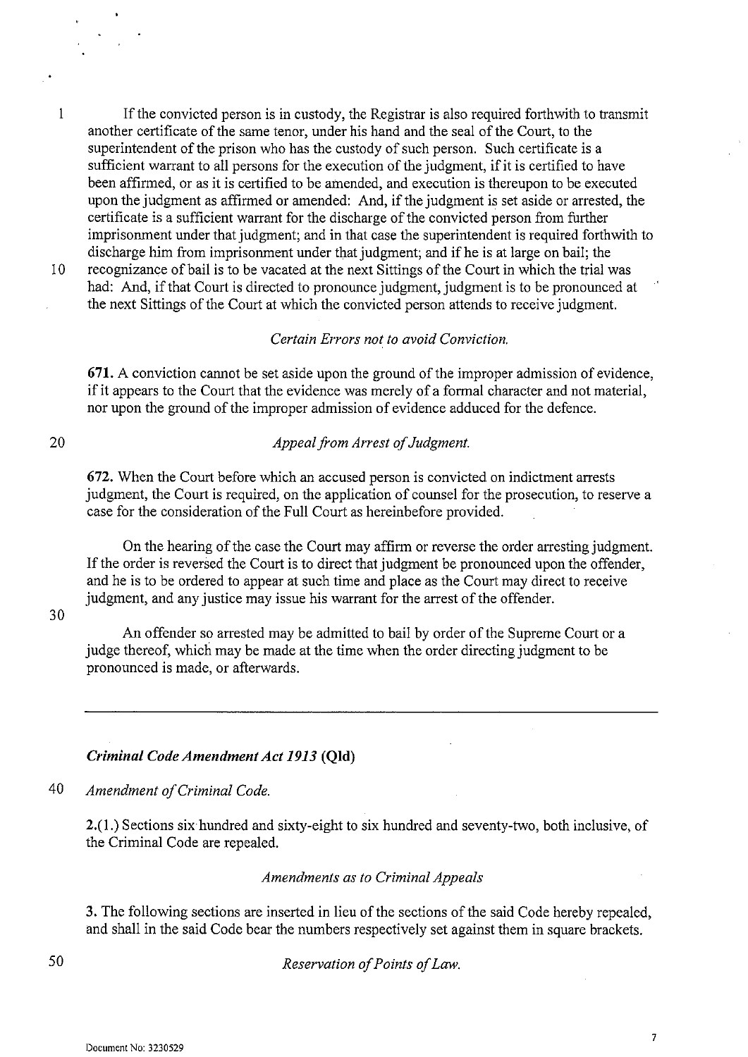If the convicted person is in custody, the Registrar is also required forthwith to transmit another certificate of the same tenor, under his hand and the seal of the Court, to the superintendent of the prison who has the custody of such person. Such certificate is a sufficient warrant to all persons for the execution of the judgment, if it is certified to have been affirmed, or as it is certified to be amended, and execution is thereupon to be executed upon the judgment as affirmed or amended: And, if the judgment is set aside or arrested, the certificate is a sufficient warrant for the discharge of the convicted person from further imprisonment under that judgment; and in that case the superintendent is required forthwith to discharge him from imprisonment under that judgment; and if he is at large on bail; the recognizance of bail is to be vacated at the next Sittings of the Court in which the trial was had: And, if that Court is directed to pronounce judgment, judgment is to be pronounced at the next Sittings of the Court at which the convicted person attends to receive judgment.

*Certain Errors not to avoid Conviction.*

**671.** A conviction cannot be set aside upon the ground of the improper admission of evidence, if it appears to the Court that the evidence was merely of a formal character and not material, nor upon the ground of the improper admission of evidence adduced for the defence.

*Appeal from Arrest of Judgment.*

**672.** When the Court before which an accused person is convicted on indictment arrests judgment, the Court is required, on the application of counsel for the prosecution, to reserve a case for the consideration of the Full Court as hereinbefore provided.

On the hearing of the case the Court may affirm or reverse the order arresting judgment. If the order is reversed the Court is to direct that judgment be pronounced upon the offender, and he is to be ordered to appear at such time and place as the Court may direct to receive judgment, and any justice may issue his warrant for the arrest of the offender.

An offender so arrested may be admitted to bail by order of the Supreme Court or a judge thereof, which may be made at the time when the order directing judgment to be pronounced is made, or afterwards.

---

***Criminal Code Amendment Act 1913* (Qld)**

*Amendment of Criminal Code.*

**2.**(1.) Sections six hundred and sixty-eight to six hundred and seventy-two, both inclusive, of the Criminal Code are repealed.

*Amendments as to Criminal Appeals*

**3.** The following sections are inserted in lieu of the sections of the said Code hereby repealed, and shall in the said Code bear the numbers respectively set against them in square brackets.

*Reservation of Points of Law.*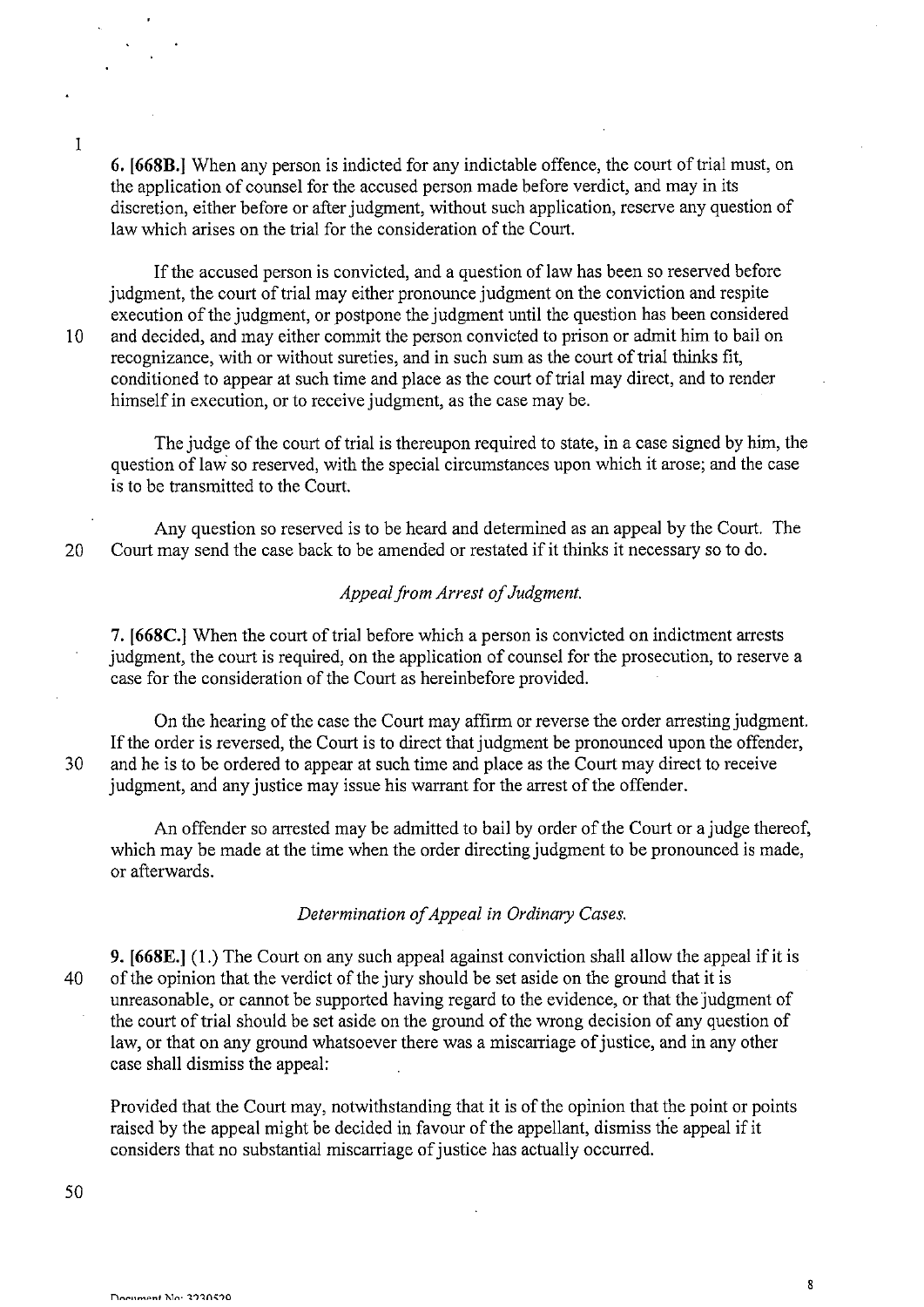**6. [668B.]** When any person is indicted for any indictable offence, the court of trial must, on the application of counsel for the accused person made before verdict, and may in its discretion, either before or after judgment, without such application, reserve any question of law which arises on the trial for the consideration of the Court.

If the accused person is convicted, and a question of law has been so reserved before judgment, the court of trial may either pronounce judgment on the conviction and respite execution of the judgment, or postpone the judgment until the question has been considered and decided, and may either commit the person convicted to prison or admit him to bail on recognizance, with or without sureties, and in such sum as the court of trial thinks fit, conditioned to appear at such time and place as the court of trial may direct, and to render himself in execution, or to receive judgment, as the case may be.

The judge of the court of trial is thereupon required to state, in a case signed by him, the question of law so reserved, with the special circumstances upon which it arose; and the case is to be transmitted to the Court.

Any question so reserved is to be heard and determined as an appeal by the Court. The Court may send the case back to be amended or restated if it thinks it necessary so to do.

*Appeal from Arrest of Judgment.*

**7. [668C.]** When the court of trial before which a person is convicted on indictment arrests judgment, the court is required, on the application of counsel for the prosecution, to reserve a case for the consideration of the Court as hereinbefore provided.

On the hearing of the case the Court may affirm or reverse the order arresting judgment. If the order is reversed, the Court is to direct that judgment be pronounced upon the offender, and he is to be ordered to appear at such time and place as the Court may direct to receive judgment, and any justice may issue his warrant for the arrest of the offender.

An offender so arrested may be admitted to bail by order of the Court or a judge thereof, which may be made at the time when the order directing judgment to be pronounced is made, or afterwards.

*Determination of Appeal in Ordinary Cases.*

**9. [668E.]** (1.) The Court on any such appeal against conviction shall allow the appeal if it is of the opinion that the verdict of the jury should be set aside on the ground that it is unreasonable, or cannot be supported having regard to the evidence, or that the judgment of the court of trial should be set aside on the ground of the wrong decision of any question of law, or that on any ground whatsoever there was a miscarriage of justice, and in any other case shall dismiss the appeal:

Provided that the Court may, notwithstanding that it is of the opinion that the point or points raised by the appeal might be decided in favour of the appellant, dismiss the appeal if it considers that no substantial miscarriage of justice has actually occurred.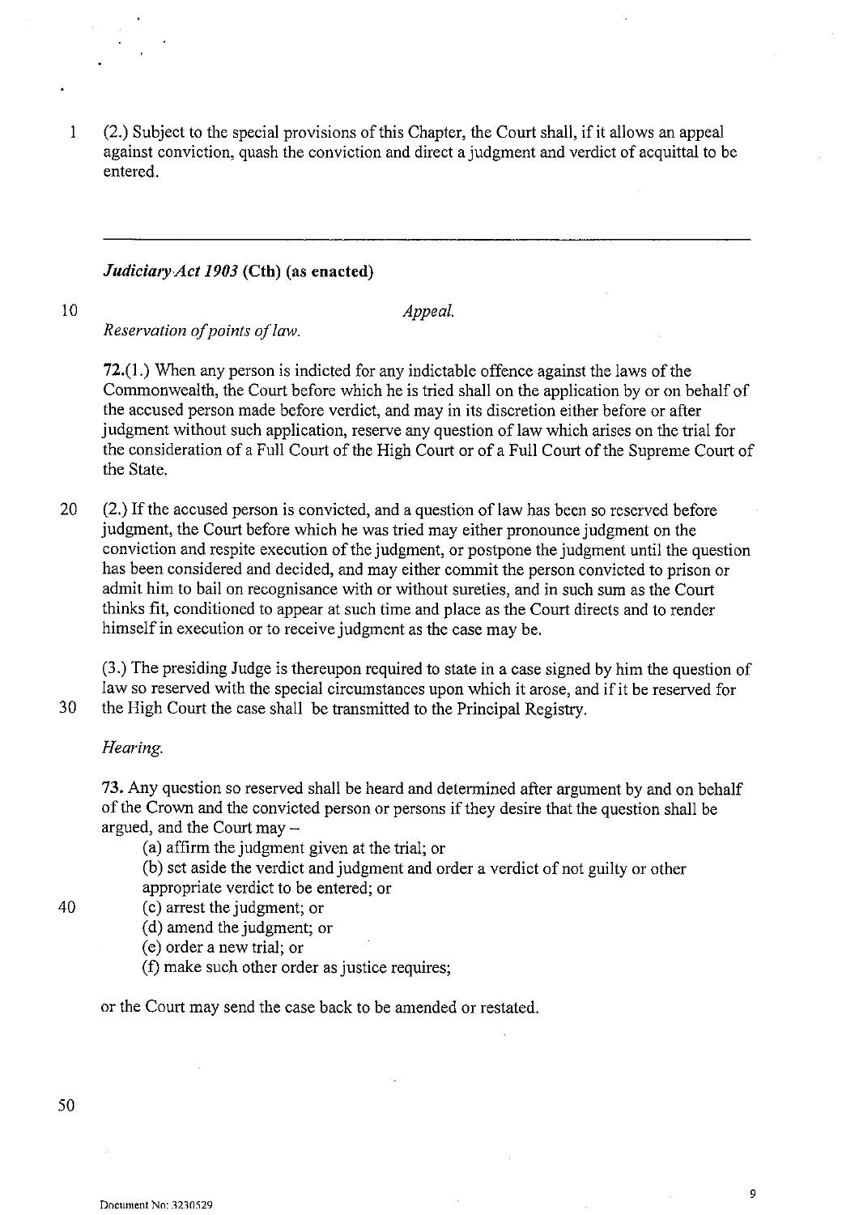(2.) Subject to the special provisions of this Chapter, the Court shall, if it allows an appeal against conviction, quash the conviction and direct a judgment and verdict of acquittal to be entered.

---

***Judiciary Act 1903* (Cth) (as enacted)**

*Appeal.*

*Reservation of points of law.*

**72.**(1.) When any person is indicted for any indictable offence against the laws of the Commonwealth, the Court before which he is tried shall on the application by or on behalf of the accused person made before verdict, and may in its discretion either before or after judgment without such application, reserve any question of law which arises on the trial for the consideration of a Full Court of the High Court or of a Full Court of the Supreme Court of the State.

(2.) If the accused person is convicted, and a question of law has been so reserved before judgment, the Court before which he was tried may either pronounce judgment on the conviction and respite execution of the judgment, or postpone the judgment until the question has been considered and decided, and may either commit the person convicted to prison or admit him to bail on recognisance with or without sureties, and in such sum as the Court thinks fit, conditioned to appear at such time and place as the Court directs and to render himself in execution or to receive judgment as the case may be.

(3.) The presiding Judge is thereupon required to state in a case signed by him the question of law so reserved with the special circumstances upon which it arose, and if it be reserved for the High Court the case shall be transmitted to the Principal Registry.

*Hearing.*

**73.** Any question so reserved shall be heard and determined after argument by and on behalf of the Crown and the convicted person or persons if they desire that the question shall be argued, and the Court may –

(a) affirm the judgment given at the trial; or

(b) set aside the verdict and judgment and order a verdict of not guilty or other appropriate verdict to be entered; or

(c) arrest the judgment; or

(d) amend the judgment; or

(e) order a new trial; or

(f) make such other order as justice requires;

or the Court may send the case back to be amended or restated.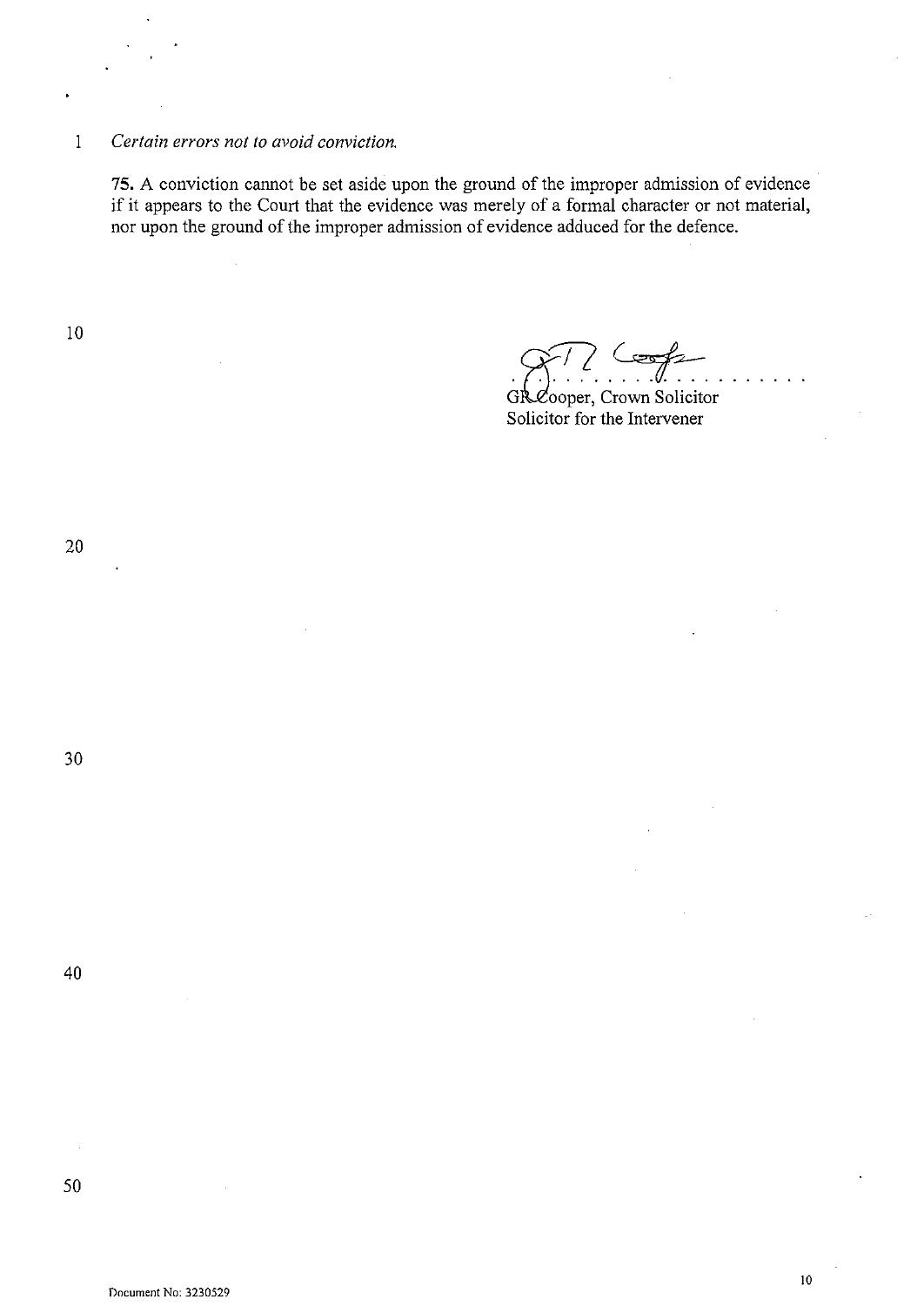*Certain errors not to avoid conviction.*

**75.** A conviction cannot be set aside upon the ground of the improper admission of evidence if it appears to the Court that the evidence was merely of a formal character or not material, nor upon the ground of the improper admission of evidence adduced for the defence.

GR Cooper, Crown Solicitor
Solicitor for the Intervener

Document No: 3230529